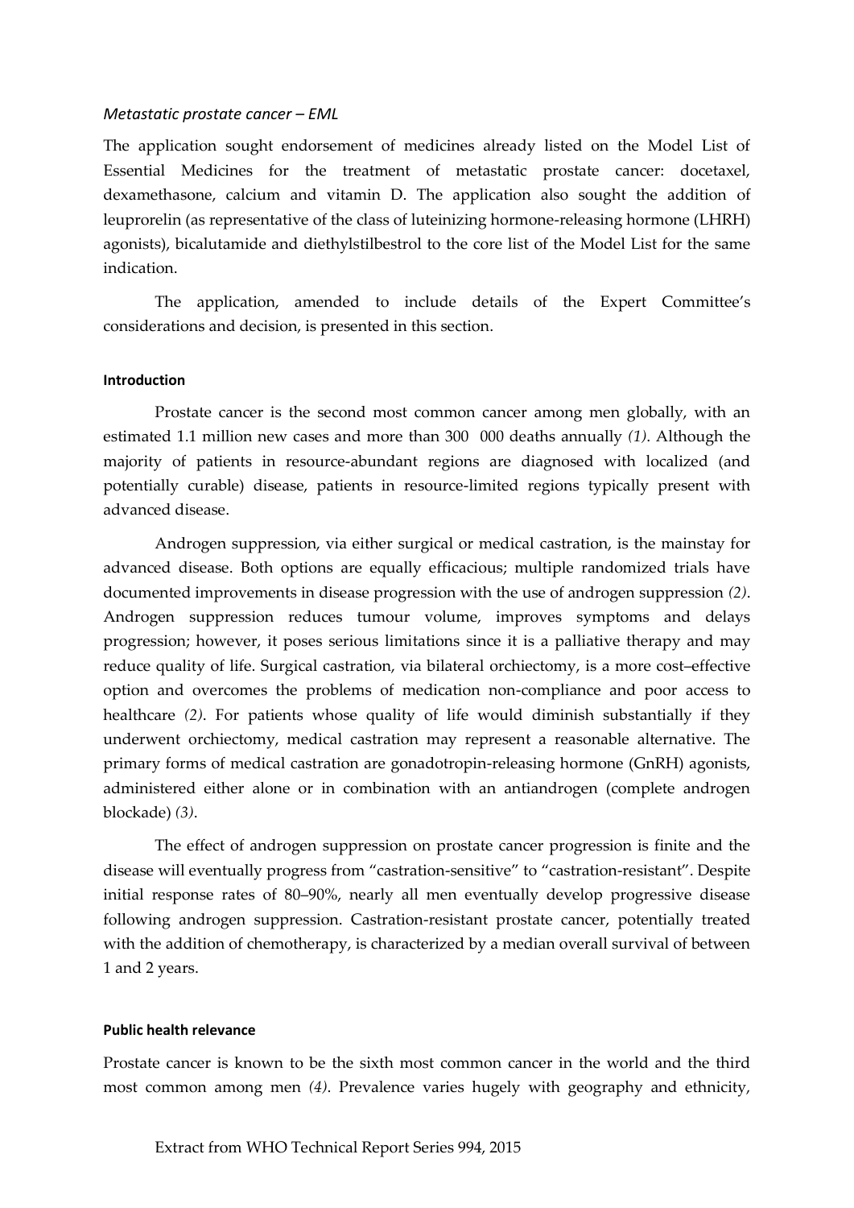*Metastatic prostate cancer – EML*

The application sought endorsement of medicines already listed on the Model List of Essential Medicines for the treatment of metastatic prostate cancer: docetaxel, dexamethasone, calcium and vitamin D. The application also sought the addition of leuprorelin (as representative of the class of luteinizing hormone-releasing hormone (LHRH) agonists), bicalutamide and diethylstilbestrol to the core list of the Model List for the same indication.

The application, amended to include details of the Expert Committee's considerations and decision, is presented in this section.

#### Introduction

Prostate cancer is the second most common cancer among men globally, with an estimated 1.1 million new cases and more than 300 000 deaths annually *(1)*. Although the majority of patients in resource-abundant regions are diagnosed with localized (and potentially curable) disease, patients in resource-limited regions typically present with advanced disease.

Androgen suppression, via either surgical or medical castration, is the mainstay for advanced disease. Both options are equally efficacious; multiple randomized trials have documented improvements in disease progression with the use of androgen suppression *(2)*. Androgen suppression reduces tumour volume, improves symptoms and delays progression; however, it poses serious limitations since it is a palliative therapy and may reduce quality of life. Surgical castration, via bilateral orchiectomy, is a more cost–effective option and overcomes the problems of medication non-compliance and poor access to healthcare *(2)*. For patients whose quality of life would diminish substantially if they underwent orchiectomy, medical castration may represent a reasonable alternative. The primary forms of medical castration are gonadotropin-releasing hormone (GnRH) agonists, administered either alone or in combination with an antiandrogen (complete androgen blockade) *(3)*.

The effect of androgen suppression on prostate cancer progression is finite and the disease will eventually progress from "castration-sensitive" to "castration-resistant". Despite initial response rates of 80–90%, nearly all men eventually develop progressive disease following androgen suppression. Castration-resistant prostate cancer, potentially treated with the addition of chemotherapy, is characterized by a median overall survival of between 1 and 2 years.

#### Public health relevance

Prostate cancer is known to be the sixth most common cancer in the world and the third most common among men *(4)*. Prevalence varies hugely with geography and ethnicity,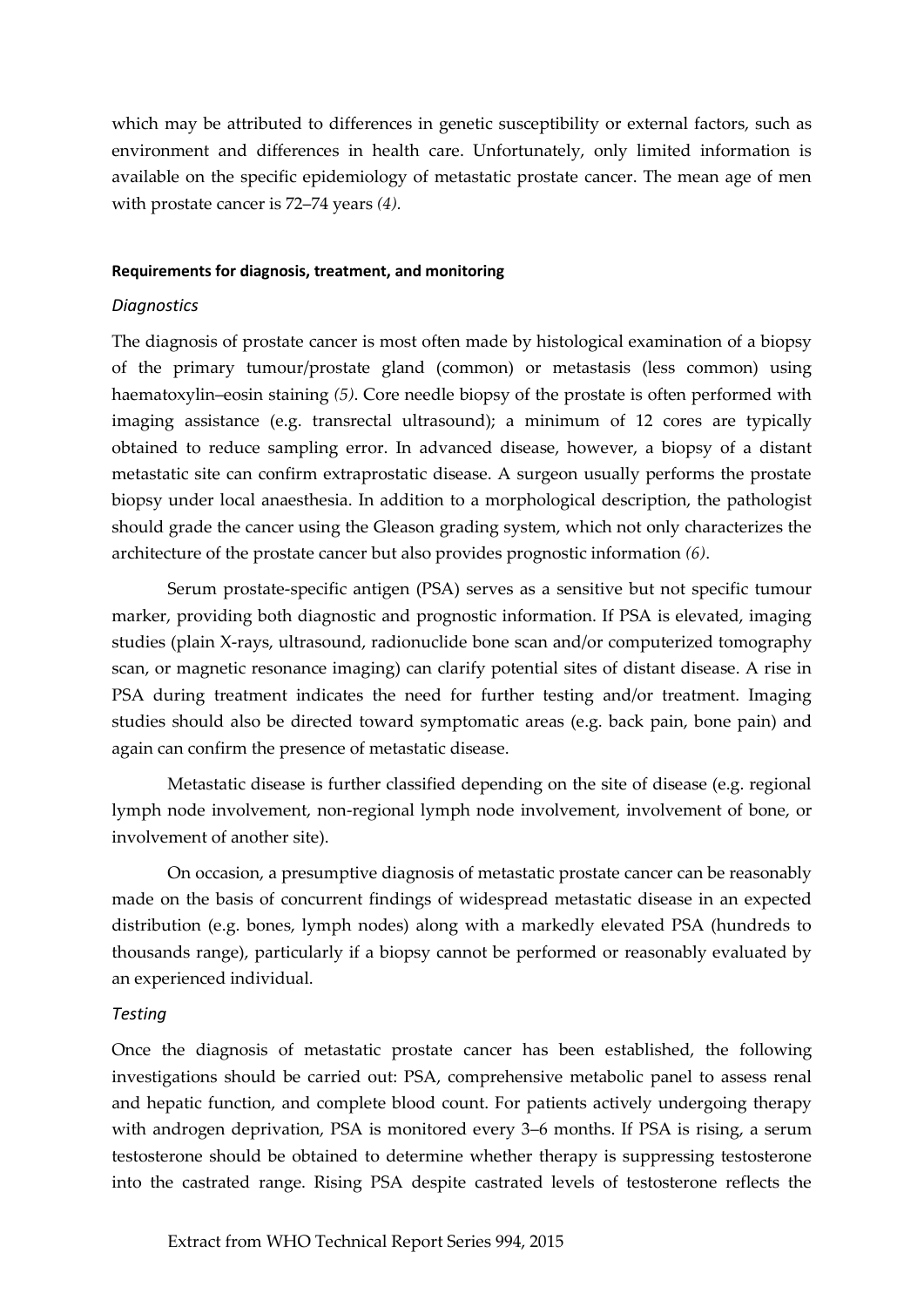which may be attributed to differences in genetic susceptibility or external factors, such as environment and differences in health care. Unfortunately, only limited information is available on the specific epidemiology of metastatic prostate cancer. The mean age of men with prostate cancer is 72–74 years *(4).*

#### **Requirements for diagnosis, treatment, and monitoring**

*Diagnostics*

The diagnosis of prostate cancer is most often made by histological examination of a biopsy of the primary tumour/prostate gland (common) or metastasis (less common) using haematoxylin–eosin staining *(5)*. Core needle biopsy of the prostate is often performed with imaging assistance (e.g. transrectal ultrasound); a minimum of 12 cores are typically obtained to reduce sampling error. In advanced disease, however, a biopsy of a distant metastatic site can confirm extraprostatic disease. A surgeon usually performs the prostate biopsy under local anaesthesia. In addition to a morphological description, the pathologist should grade the cancer using the Gleason grading system, which not only characterizes the architecture of the prostate cancer but also provides prognostic information *(6)*.

Serum prostate-specific antigen (PSA) serves as a sensitive but not specific tumour marker, providing both diagnostic and prognostic information. If PSA is elevated, imaging studies (plain X-rays, ultrasound, radionuclide bone scan and/or computerized tomography scan, or magnetic resonance imaging) can clarify potential sites of distant disease. A rise in PSA during treatment indicates the need for further testing and/or treatment. Imaging studies should also be directed toward symptomatic areas (e.g. back pain, bone pain) and again can confirm the presence of metastatic disease.

Metastatic disease is further classified depending on the site of disease (e.g. regional lymph node involvement, non-regional lymph node involvement, involvement of bone, or involvement of another site).

On occasion, a presumptive diagnosis of metastatic prostate cancer can be reasonably made on the basis of concurrent findings of widespread metastatic disease in an expected distribution (e.g. bones, lymph nodes) along with a markedly elevated PSA (hundreds to thousands range), particularly if a biopsy cannot be performed or reasonably evaluated by an experienced individual.

*Testing*

Once the diagnosis of metastatic prostate cancer has been established, the following investigations should be carried out: PSA, comprehensive metabolic panel to assess renal and hepatic function, and complete blood count. For patients actively undergoing therapy with androgen deprivation, PSA is monitored every 3–6 months. If PSA is rising, a serum testosterone should be obtained to determine whether therapy is suppressing testosterone into the castrated range. Rising PSA despite castrated levels of testosterone reflects the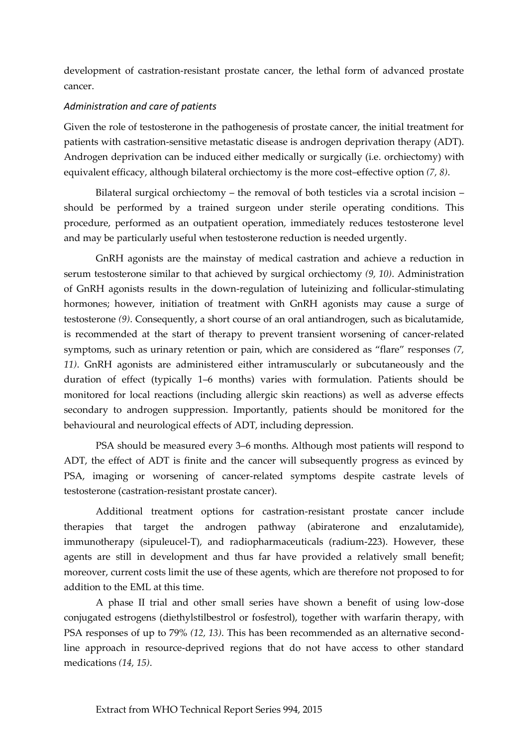development of castration-resistant prostate cancer, the lethal form of advanced prostate cancer.

*Administration and care of patients*

Given the role of testosterone in the pathogenesis of prostate cancer, the initial treatment for patients with castration-sensitive metastatic disease is androgen deprivation therapy (ADT). Androgen deprivation can be induced either medically or surgically (i.e. orchiectomy) with equivalent efficacy, although bilateral orchiectomy is the more cost–effective option *(7, 8)*.

Bilateral surgical orchiectomy – the removal of both testicles via a scrotal incision – should be performed by a trained surgeon under sterile operating conditions. This procedure, performed as an outpatient operation, immediately reduces testosterone level and may be particularly useful when testosterone reduction is needed urgently.

GnRH agonists are the mainstay of medical castration and achieve a reduction in serum testosterone similar to that achieved by surgical orchiectomy *(9, 10)*. Administration of GnRH agonists results in the down-regulation of luteinizing and follicular-stimulating hormones; however, initiation of treatment with GnRH agonists may cause a surge of testosterone *(9)*. Consequently, a short course of an oral antiandrogen, such as bicalutamide, is recommended at the start of therapy to prevent transient worsening of cancer-related symptoms, such as urinary retention or pain, which are considered as "flare" responses *(7, 11)*. GnRH agonists are administered either intramuscularly or subcutaneously and the duration of effect (typically 1–6 months) varies with formulation. Patients should be monitored for local reactions (including allergic skin reactions) as well as adverse effects secondary to androgen suppression. Importantly, patients should be monitored for the behavioural and neurological effects of ADT, including depression.

PSA should be measured every 3–6 months. Although most patients will respond to ADT, the effect of ADT is finite and the cancer will subsequently progress as evinced by PSA, imaging or worsening of cancer-related symptoms despite castrate levels of testosterone (castration-resistant prostate cancer).

Additional treatment options for castration-resistant prostate cancer include therapies that target the androgen pathway (abiraterone and enzalutamide), immunotherapy (sipuleucel-T), and radiopharmaceuticals (radium-223). However, these agents are still in development and thus far have provided a relatively small benefit; moreover, current costs limit the use of these agents, which are therefore not proposed to for addition to the EML at this time.

A phase II trial and other small series have shown a benefit of using low-dose conjugated estrogens (diethylstilbestrol or fosfestrol), together with warfarin therapy, with PSA responses of up to 79% *(12, 13)*. This has been recommended as an alternative second-line approach in resource-deprived regions that do not have access to other standard medications *(14, 15)*.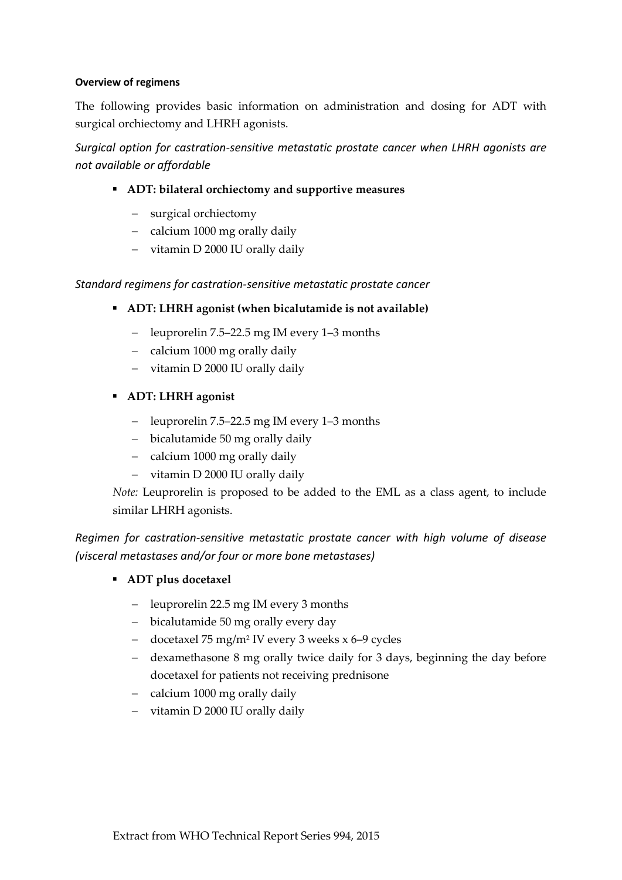**Overview of regimens**

The following provides basic information on administration and dosing for ADT with surgical orchiectomy and LHRH agonists.

*Surgical option for castration-sensitive metastatic prostate cancer when LHRH agonists are not available or affordable*

- **ADT: bilateral orchiectomy and supportive measures**
  - surgical orchiectomy
  - calcium 1000 mg orally daily
  - vitamin D 2000 IU orally daily

*Standard regimens for castration-sensitive metastatic prostate cancer*

- **ADT: LHRH agonist (when bicalutamide is not available)**
  - leuprorelin 7.5–22.5 mg IM every 1–3 months
  - calcium 1000 mg orally daily
  - vitamin D 2000 IU orally daily

- **ADT: LHRH agonist**
  - leuprorelin 7.5–22.5 mg IM every 1–3 months
  - bicalutamide 50 mg orally daily
  - calcium 1000 mg orally daily
  - vitamin D 2000 IU orally daily

  *Note:* Leuprorelin is proposed to be added to the EML as a class agent, to include similar LHRH agonists.

*Regimen for castration-sensitive metastatic prostate cancer with high volume of disease (visceral metastases and/or four or more bone metastases)*

- **ADT plus docetaxel**
  - leuprorelin 22.5 mg IM every 3 months
  - bicalutamide 50 mg orally every day
  - docetaxel 75 mg/m$^2$ IV every 3 weeks x 6–9 cycles
  - dexamethasone 8 mg orally twice daily for 3 days, beginning the day before docetaxel for patients not receiving prednisone
  - calcium 1000 mg orally daily
  - vitamin D 2000 IU orally daily

Extract from WHO Technical Report Series 994, 2015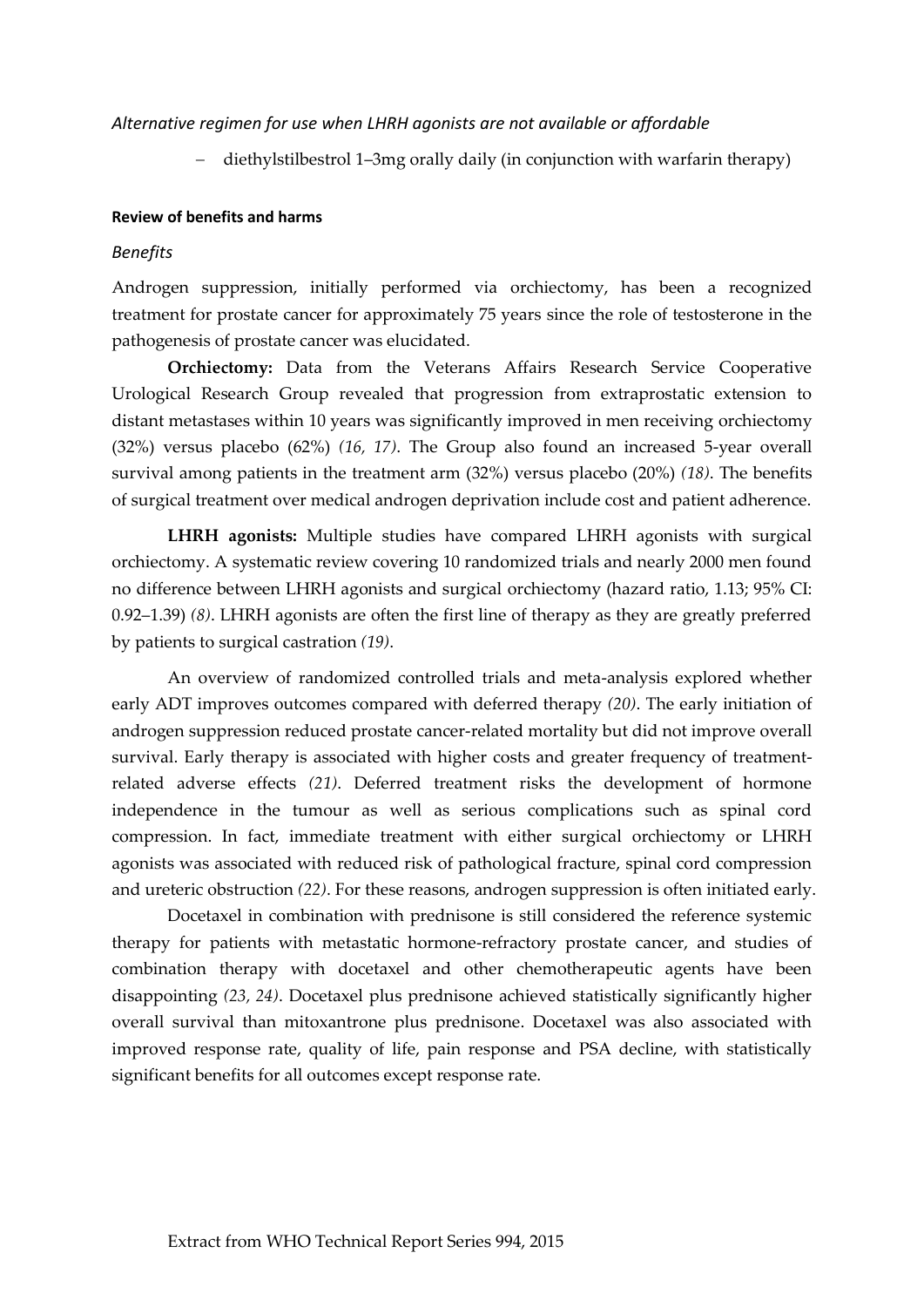*Alternative regimen for use when LHRH agonists are not available or affordable*

- diethylstilbestrol 1–3mg orally daily (in conjunction with warfarin therapy)

**Review of benefits and harms**

*Benefits*

Androgen suppression, initially performed via orchiectomy, has been a recognized treatment for prostate cancer for approximately 75 years since the role of testosterone in the pathogenesis of prostate cancer was elucidated.

**Orchiectomy:** Data from the Veterans Affairs Research Service Cooperative Urological Research Group revealed that progression from extraprostatic extension to distant metastases within 10 years was significantly improved in men receiving orchiectomy (32%) versus placebo (62%) *(16, 17)*. The Group also found an increased 5-year overall survival among patients in the treatment arm (32%) versus placebo (20%) *(18)*. The benefits of surgical treatment over medical androgen deprivation include cost and patient adherence.

**LHRH agonists:** Multiple studies have compared LHRH agonists with surgical orchiectomy. A systematic review covering 10 randomized trials and nearly 2000 men found no difference between LHRH agonists and surgical orchiectomy (hazard ratio, 1.13; 95% CI: 0.92–1.39) *(8)*. LHRH agonists are often the first line of therapy as they are greatly preferred by patients to surgical castration *(19)*.

An overview of randomized controlled trials and meta-analysis explored whether early ADT improves outcomes compared with deferred therapy *(20)*. The early initiation of androgen suppression reduced prostate cancer-related mortality but did not improve overall survival. Early therapy is associated with higher costs and greater frequency of treatment-related adverse effects *(21)*. Deferred treatment risks the development of hormone independence in the tumour as well as serious complications such as spinal cord compression. In fact, immediate treatment with either surgical orchiectomy or LHRH agonists was associated with reduced risk of pathological fracture, spinal cord compression and ureteric obstruction *(22)*. For these reasons, androgen suppression is often initiated early.

Docetaxel in combination with prednisone is still considered the reference systemic therapy for patients with metastatic hormone-refractory prostate cancer, and studies of combination therapy with docetaxel and other chemotherapeutic agents have been disappointing *(23, 24)*. Docetaxel plus prednisone achieved statistically significantly higher overall survival than mitoxantrone plus prednisone. Docetaxel was also associated with improved response rate, quality of life, pain response and PSA decline, with statistically significant benefits for all outcomes except response rate.

Extract from WHO Technical Report Series 994, 2015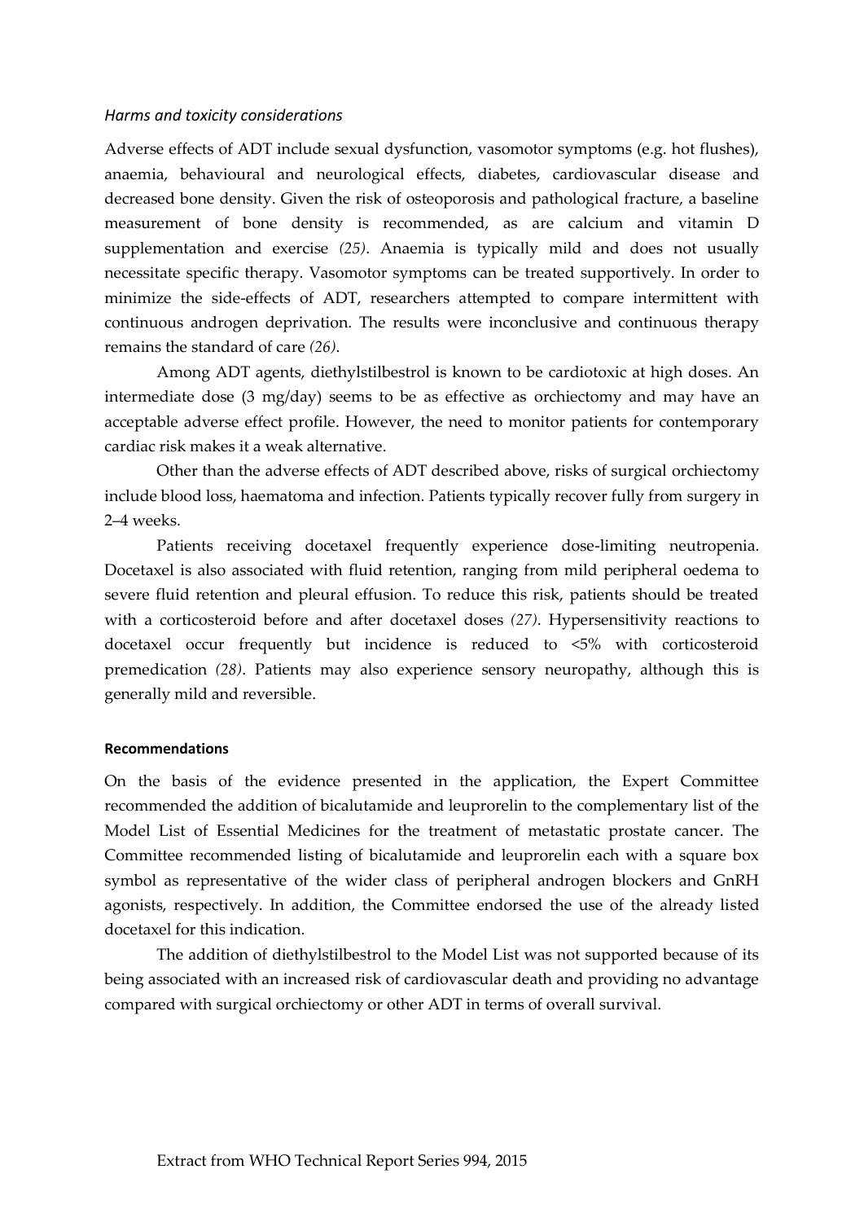*Harms and toxicity considerations*

Adverse effects of ADT include sexual dysfunction, vasomotor symptoms (e.g. hot flushes), anaemia, behavioural and neurological effects, diabetes, cardiovascular disease and decreased bone density. Given the risk of osteoporosis and pathological fracture, a baseline measurement of bone density is recommended, as are calcium and vitamin D supplementation and exercise *(25)*. Anaemia is typically mild and does not usually necessitate specific therapy. Vasomotor symptoms can be treated supportively. In order to minimize the side-effects of ADT, researchers attempted to compare intermittent with continuous androgen deprivation. The results were inconclusive and continuous therapy remains the standard of care *(26)*.

Among ADT agents, diethylstilbestrol is known to be cardiotoxic at high doses. An intermediate dose (3 mg/day) seems to be as effective as orchiectomy and may have an acceptable adverse effect profile. However, the need to monitor patients for contemporary cardiac risk makes it a weak alternative.

Other than the adverse effects of ADT described above, risks of surgical orchiectomy include blood loss, haematoma and infection. Patients typically recover fully from surgery in 2–4 weeks.

Patients receiving docetaxel frequently experience dose-limiting neutropenia. Docetaxel is also associated with fluid retention, ranging from mild peripheral oedema to severe fluid retention and pleural effusion. To reduce this risk, patients should be treated with a corticosteroid before and after docetaxel doses *(27)*. Hypersensitivity reactions to docetaxel occur frequently but incidence is reduced to <5% with corticosteroid premedication *(28)*. Patients may also experience sensory neuropathy, although this is generally mild and reversible.

**Recommendations**

On the basis of the evidence presented in the application, the Expert Committee recommended the addition of bicalutamide and leuprorelin to the complementary list of the Model List of Essential Medicines for the treatment of metastatic prostate cancer. The Committee recommended listing of bicalutamide and leuprorelin each with a square box symbol as representative of the wider class of peripheral androgen blockers and GnRH agonists, respectively. In addition, the Committee endorsed the use of the already listed docetaxel for this indication.

The addition of diethylstilbestrol to the Model List was not supported because of its being associated with an increased risk of cardiovascular death and providing no advantage compared with surgical orchiectomy or other ADT in terms of overall survival.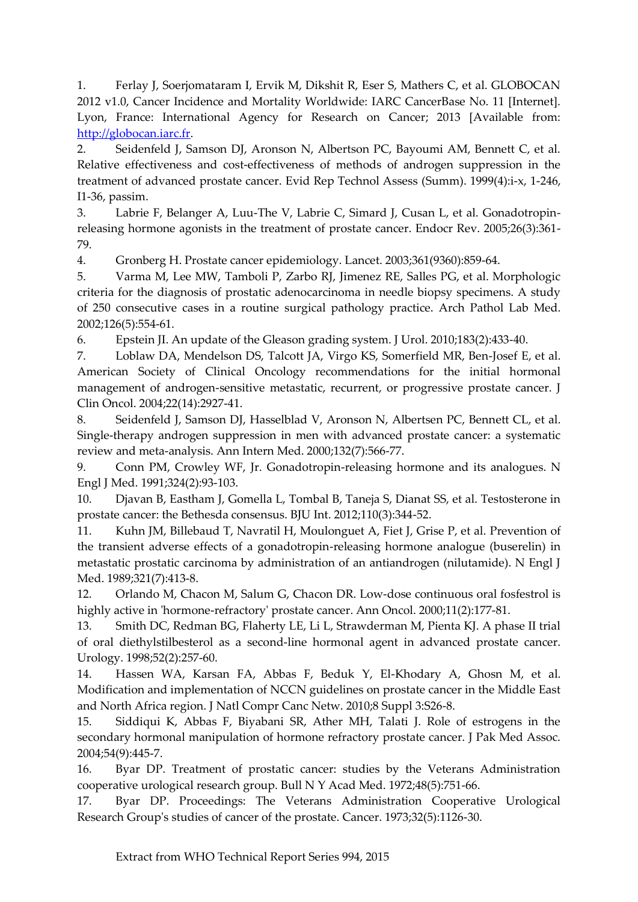1. Ferlay J, Soerjomataram I, Ervik M, Dikshit R, Eser S, Mathers C, et al. GLOBOCAN 2012 v1.0, Cancer Incidence and Mortality Worldwide: IARC CancerBase No. 11 [Internet]. Lyon, France: International Agency for Research on Cancer; 2013 [Available from: http://globocan.iarc.fr.
2. Seidenfeld J, Samson DJ, Aronson N, Albertson PC, Bayoumi AM, Bennett C, et al. Relative effectiveness and cost-effectiveness of methods of androgen suppression in the treatment of advanced prostate cancer. Evid Rep Technol Assess (Summ). 1999(4):i-x, 1-246, I1-36, passim.
3. Labrie F, Belanger A, Luu-The V, Labrie C, Simard J, Cusan L, et al. Gonadotropin-releasing hormone agonists in the treatment of prostate cancer. Endocr Rev. 2005;26(3):361-79.
4. Gronberg H. Prostate cancer epidemiology. Lancet. 2003;361(9360):859-64.
5. Varma M, Lee MW, Tamboli P, Zarbo RJ, Jimenez RE, Salles PG, et al. Morphologic criteria for the diagnosis of prostatic adenocarcinoma in needle biopsy specimens. A study of 250 consecutive cases in a routine surgical pathology practice. Arch Pathol Lab Med. 2002;126(5):554-61.
6. Epstein JI. An update of the Gleason grading system. J Urol. 2010;183(2):433-40.
7. Loblaw DA, Mendelson DS, Talcott JA, Virgo KS, Somerfield MR, Ben-Josef E, et al. American Society of Clinical Oncology recommendations for the initial hormonal management of androgen-sensitive metastatic, recurrent, or progressive prostate cancer. J Clin Oncol. 2004;22(14):2927-41.
8. Seidenfeld J, Samson DJ, Hasselblad V, Aronson N, Albertsen PC, Bennett CL, et al. Single-therapy androgen suppression in men with advanced prostate cancer: a systematic review and meta-analysis. Ann Intern Med. 2000;132(7):566-77.
9. Conn PM, Crowley WF, Jr. Gonadotropin-releasing hormone and its analogues. N Engl J Med. 1991;324(2):93-103.
10. Djavan B, Eastham J, Gomella L, Tombal B, Taneja S, Dianat SS, et al. Testosterone in prostate cancer: the Bethesda consensus. BJU Int. 2012;110(3):344-52.
11. Kuhn JM, Billebaud T, Navratil H, Moulonguet A, Fiet J, Grise P, et al. Prevention of the transient adverse effects of a gonadotropin-releasing hormone analogue (buserelin) in metastatic prostatic carcinoma by administration of an antiandrogen (nilutamide). N Engl J Med. 1989;321(7):413-8.
12. Orlando M, Chacon M, Salum G, Chacon DR. Low-dose continuous oral fosfestrol is highly active in 'hormone-refractory' prostate cancer. Ann Oncol. 2000;11(2):177-81.
13. Smith DC, Redman BG, Flaherty LE, Li L, Strawderman M, Pienta KJ. A phase II trial of oral diethylstilbesterol as a second-line hormonal agent in advanced prostate cancer. Urology. 1998;52(2):257-60.
14. Hassen WA, Karsan FA, Abbas F, Beduk Y, El-Khodary A, Ghosn M, et al. Modification and implementation of NCCN guidelines on prostate cancer in the Middle East and North Africa region. J Natl Compr Canc Netw. 2010;8 Suppl 3:S26-8.
15. Siddiqui K, Abbas F, Biyabani SR, Ather MH, Talati J. Role of estrogens in the secondary hormonal manipulation of hormone refractory prostate cancer. J Pak Med Assoc. 2004;54(9):445-7.
16. Byar DP. Treatment of prostatic cancer: studies by the Veterans Administration cooperative urological research group. Bull N Y Acad Med. 1972;48(5):751-66.
17. Byar DP. Proceedings: The Veterans Administration Cooperative Urological Research Group's studies of cancer of the prostate. Cancer. 1973;32(5):1126-30.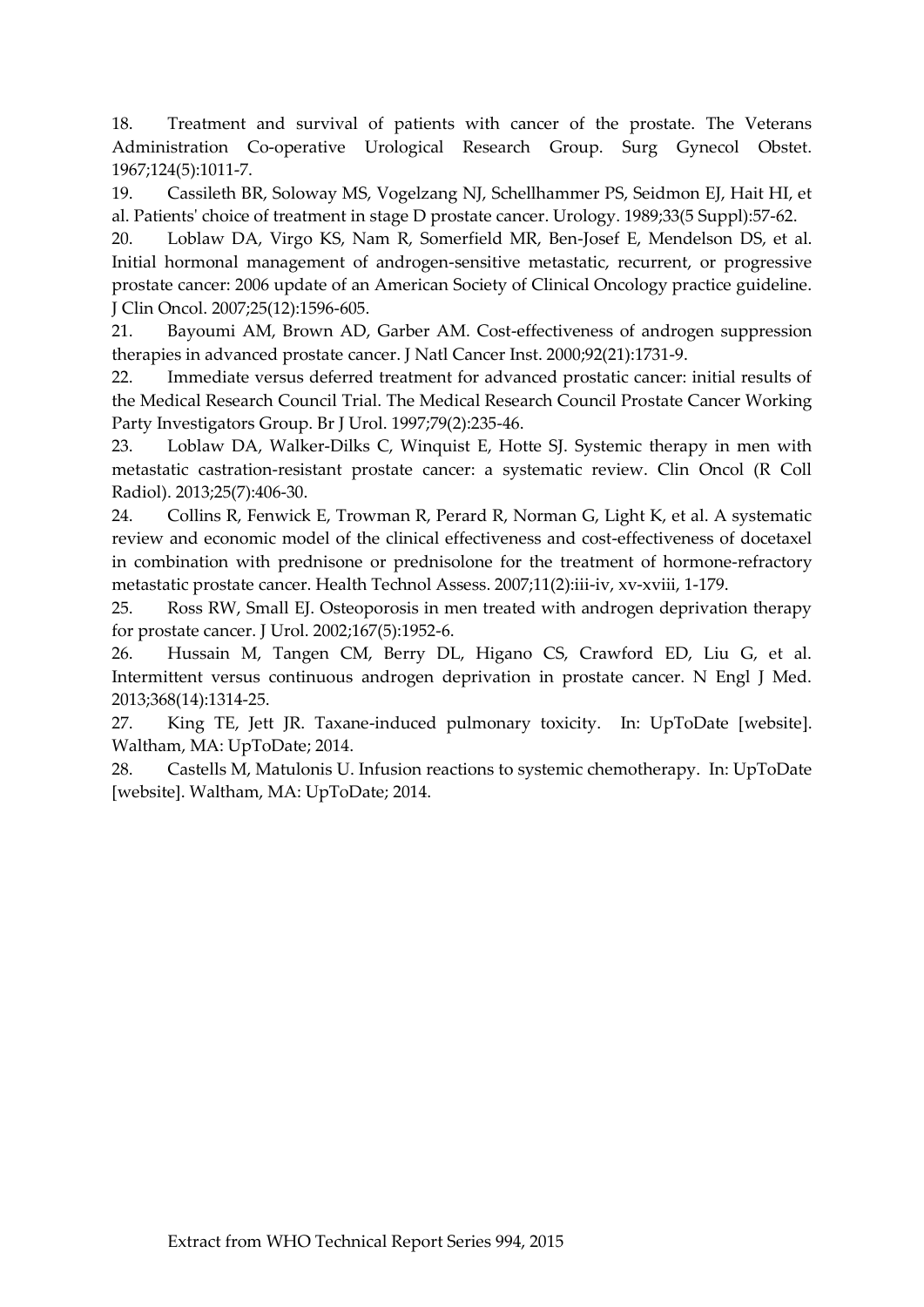18. Treatment and survival of patients with cancer of the prostate. The Veterans Administration Co-operative Urological Research Group. Surg Gynecol Obstet. 1967;124(5):1011-7.

19. Cassileth BR, Soloway MS, Vogelzang NJ, Schellhammer PS, Seidmon EJ, Hait HI, et al. Patients' choice of treatment in stage D prostate cancer. Urology. 1989;33(5 Suppl):57-62.

20. Loblaw DA, Virgo KS, Nam R, Somerfield MR, Ben-Josef E, Mendelson DS, et al. Initial hormonal management of androgen-sensitive metastatic, recurrent, or progressive prostate cancer: 2006 update of an American Society of Clinical Oncology practice guideline. J Clin Oncol. 2007;25(12):1596-605.

21. Bayoumi AM, Brown AD, Garber AM. Cost-effectiveness of androgen suppression therapies in advanced prostate cancer. J Natl Cancer Inst. 2000;92(21):1731-9.

22. Immediate versus deferred treatment for advanced prostatic cancer: initial results of the Medical Research Council Trial. The Medical Research Council Prostate Cancer Working Party Investigators Group. Br J Urol. 1997;79(2):235-46.

23. Loblaw DA, Walker-Dilks C, Winquist E, Hotte SJ. Systemic therapy in men with metastatic castration-resistant prostate cancer: a systematic review. Clin Oncol (R Coll Radiol). 2013;25(7):406-30.

24. Collins R, Fenwick E, Trowman R, Perard R, Norman G, Light K, et al. A systematic review and economic model of the clinical effectiveness and cost-effectiveness of docetaxel in combination with prednisone or prednisolone for the treatment of hormone-refractory metastatic prostate cancer. Health Technol Assess. 2007;11(2):iii-iv, xv-xviii, 1-179.

25. Ross RW, Small EJ. Osteoporosis in men treated with androgen deprivation therapy for prostate cancer. J Urol. 2002;167(5):1952-6.

26. Hussain M, Tangen CM, Berry DL, Higano CS, Crawford ED, Liu G, et al. Intermittent versus continuous androgen deprivation in prostate cancer. N Engl J Med. 2013;368(14):1314-25.

27. King TE, Jett JR. Taxane-induced pulmonary toxicity. In: UpToDate [website]. Waltham, MA: UpToDate; 2014.

28. Castells M, Matulonis U. Infusion reactions to systemic chemotherapy. In: UpToDate [website]. Waltham, MA: UpToDate; 2014.